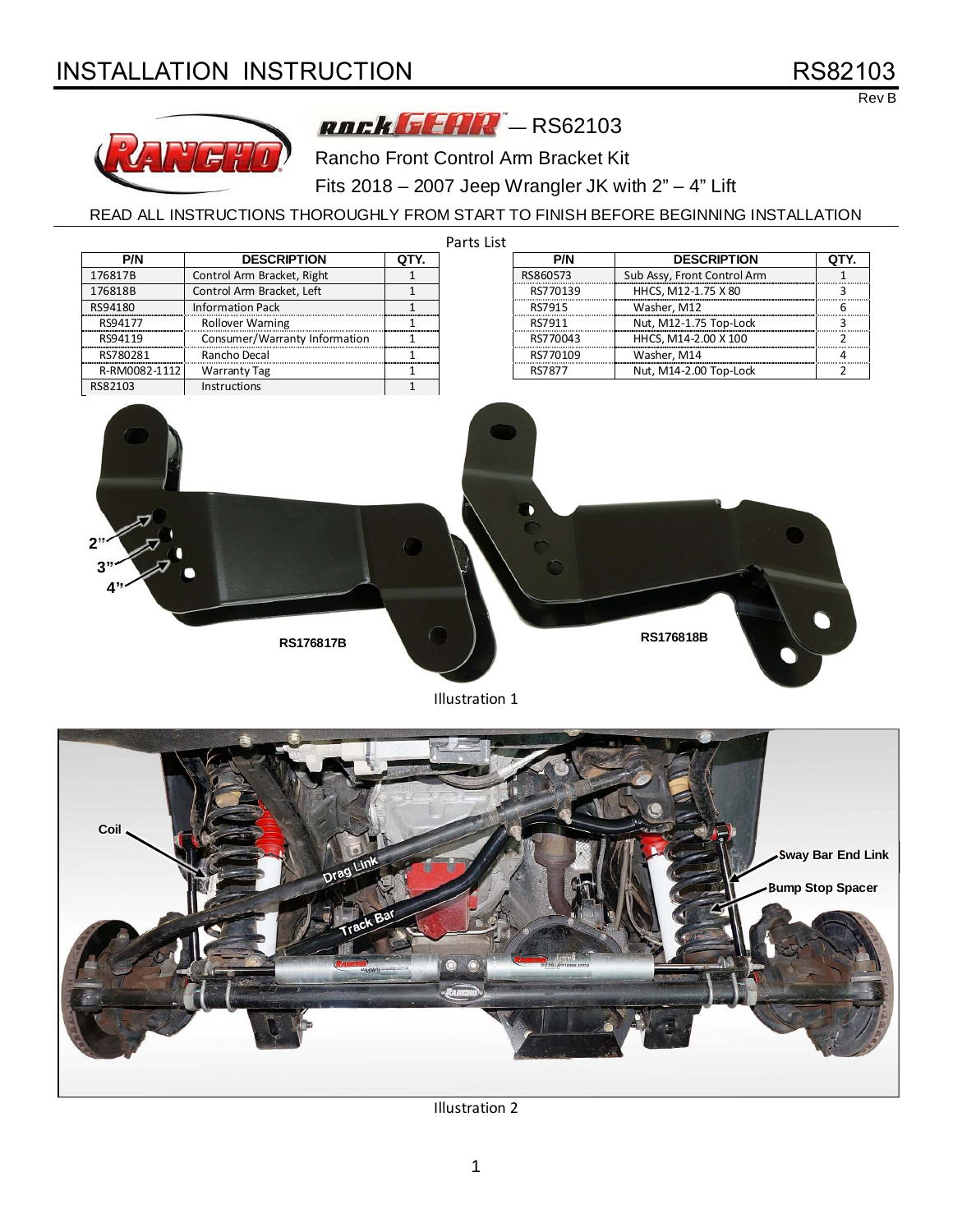# INSTALLATION INSTRUCTION

RS82103

Rev B

rockGEAR™ — RS62103

Rancho Front Control Arm Bracket Kit

Fits 2018 – 2007 Jeep Wrangler JK with 2" – 4" Lift

READ ALL INSTRUCTIONS THOROUGHLY FROM START TO FINISH BEFORE BEGINNING INSTALLATION

Parts List

| P/N | DESCRIPTION | QTY. |
|---|---|---|
| 176817B | Control Arm Bracket, Right | 1 |
| 176818B | Control Arm Bracket, Left | 1 |
| RS94180 | Information Pack | 1 |
| RS94177 | Rollover Warning | 1 |
| RS94119 | Consumer/Warranty Information | 1 |
| RS780281 | Rancho Decal | 1 |
| R-RM0082-1112 | Warranty Tag | 1 |
| RS82103 | Instructions | 1 |

| P/N | DESCRIPTION | QTY. |
|---|---|---|
| RS860573 | Sub Assy, Front Control Arm | 1 |
| RS770139 | HHCS, M12-1.75 X 80 | 3 |
| RS7915 | Washer, M12 | 6 |
| RS7911 | Nut, M12-1.75 Top-Lock | 3 |
| RS770043 | HHCS, M14-2.00 X 100 | 2 |
| RS770109 | Washer, M14 | 4 |
| RS7877 | Nut, M14-2.00 Top-Lock | 2 |

2"
3"
4"
RS176817B
RS176818B

Illustration 1

Coil
Drag Link
Track Bar
Sway Bar End Link
Bump Stop Spacer

Illustration 2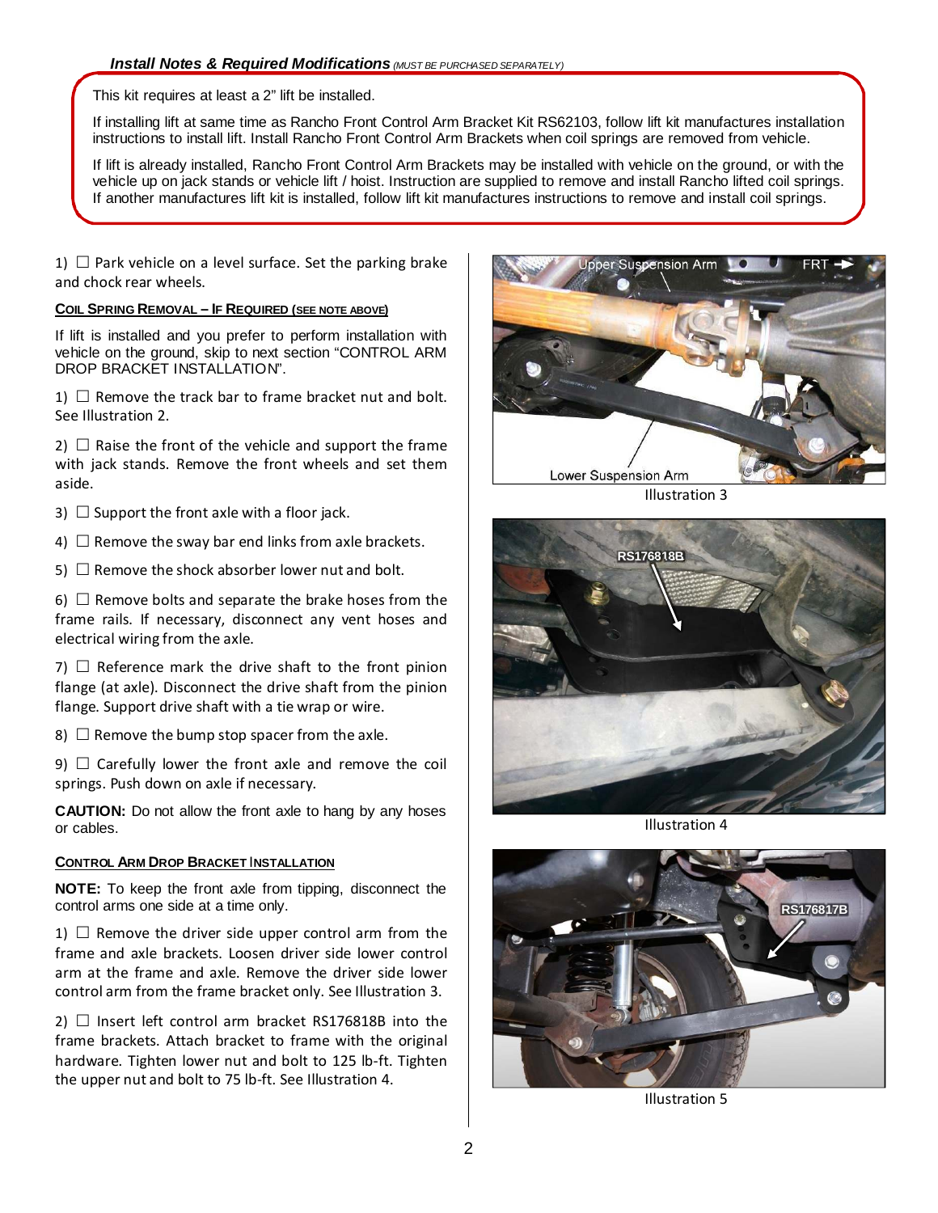### *Install Notes & Required Modifications* *(MUST BE PURCHASED SEPARATELY)*

This kit requires at least a 2" lift be installed.

If installing lift at same time as Rancho Front Control Arm Bracket Kit RS62103, follow lift kit manufactures installation instructions to install lift. Install Rancho Front Control Arm Brackets when coil springs are removed from vehicle.

If lift is already installed, Rancho Front Control Arm Brackets may be installed with vehicle on the ground, or with the vehicle up on jack stands or vehicle lift / hoist. Instruction are supplied to remove and install Rancho lifted coil springs. If another manufactures lift kit is installed, follow lift kit manufactures instructions to remove and install coil springs.

1) ☐ Park vehicle on a level surface. Set the parking brake and chock rear wheels.

**COIL SPRING REMOVAL – IF REQUIRED (SEE NOTE ABOVE)**

If lift is installed and you prefer to perform installation with vehicle on the ground, skip to next section "CONTROL ARM DROP BRACKET INSTALLATION".

1) ☐ Remove the track bar to frame bracket nut and bolt. See Illustration 2.

2) ☐ Raise the front of the vehicle and support the frame with jack stands. Remove the front wheels and set them aside.

3) ☐ Support the front axle with a floor jack.

4) ☐ Remove the sway bar end links from axle brackets.

5) ☐ Remove the shock absorber lower nut and bolt.

6) ☐ Remove bolts and separate the brake hoses from the frame rails. If necessary, disconnect any vent hoses and electrical wiring from the axle.

7) ☐ Reference mark the drive shaft to the front pinion flange (at axle). Disconnect the drive shaft from the pinion flange. Support drive shaft with a tie wrap or wire.

8) ☐ Remove the bump stop spacer from the axle.

9) ☐ Carefully lower the front axle and remove the coil springs. Push down on axle if necessary.

**CAUTION:** Do not allow the front axle to hang by any hoses or cables.

**CONTROL ARM DROP BRACKET INSTALLATION**

**NOTE:** To keep the front axle from tipping, disconnect the control arms one side at a time only.

1) ☐ Remove the driver side upper control arm from the frame and axle brackets. Loosen driver side lower control arm at the frame and axle. Remove the driver side lower control arm from the frame bracket only. See Illustration 3.

2) ☐ Insert left control arm bracket RS176818B into the frame brackets. Attach bracket to frame with the original hardware. Tighten lower nut and bolt to 125 lb-ft. Tighten the upper nut and bolt to 75 lb-ft. See Illustration 4.

Upper Suspension Arm FRT →

Lower Suspension Arm

Illustration 3

RS176818B

Illustration 4

RS176817B

Illustration 5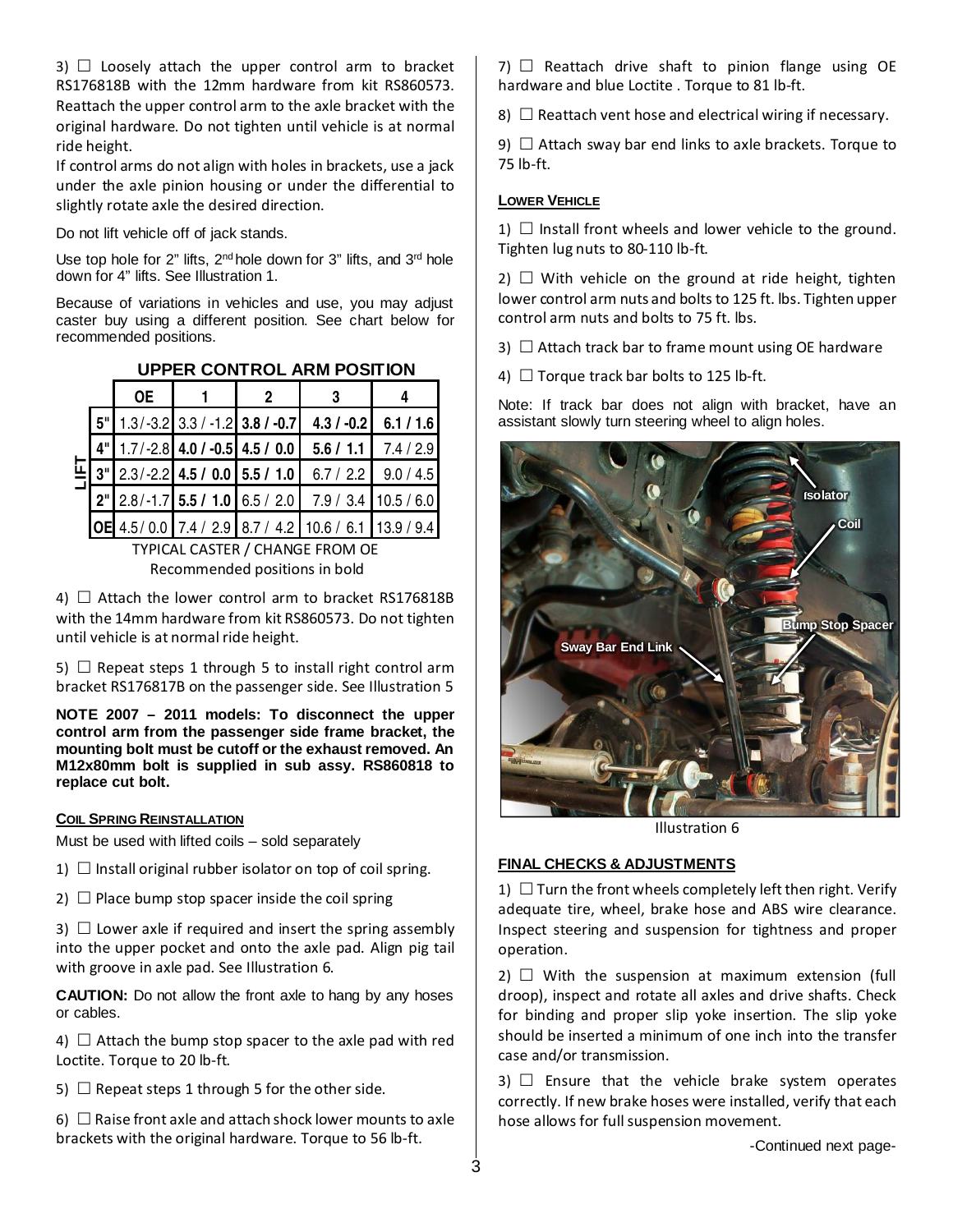3) ☐ Loosely attach the upper control arm to bracket RS176818B with the 12mm hardware from kit RS860573. Reattach the upper control arm to the axle bracket with the original hardware. Do not tighten until vehicle is at normal ride height.

If control arms do not align with holes in brackets, use a jack under the axle pinion housing or under the differential to slightly rotate axle the desired direction.

Do not lift vehicle off of jack stands.

Use top hole for 2" lifts, 2nd hole down for 3" lifts, and 3rd hole down for 4" lifts. See Illustration 1.

Because of variations in vehicles and use, you may adjust caster buy using a different position. See chart below for recommended positions.

**UPPER CONTROL ARM POSITION**

| LIFT | OE | 1 | 2 | 3 | 4 |
|---|---|---|---|---|---|
| 5" | 1.3/-3.2 | 3.3 / -1.2 | **3.8 / -0.7** | **4.3 / -0.2** | **6.1 / 1.6** |
| 4" | 1.7/-2.8 | **4.0 / -0.5** | **4.5 / 0.0** | **5.6 / 1.1** | 7.4 / 2.9 |
| 3" | 2.3/-2.2 | **4.5 / 0.0** | **5.5 / 1.0** | 6.7 / 2.2 | 9.0 / 4.5 |
| 2" | 2.8/-1.7 | **5.5 / 1.0** | 6.5 / 2.0 | 7.9 / 3.4 | 10.5 / 6.0 |
| OE | 4.5/ 0.0 | 7.4 / 2.9 | 8.7 / 4.2 | 10.6 / 6.1 | 13.9 / 9.4 |

TYPICAL CASTER / CHANGE FROM OE
Recommended positions in bold

4) ☐ Attach the lower control arm to bracket RS176818B with the 14mm hardware from kit RS860573. Do not tighten until vehicle is at normal ride height.

5) ☐ Repeat steps 1 through 5 to install right control arm bracket RS176817B on the passenger side. See Illustration 5

**NOTE 2007 – 2011 models: To disconnect the upper control arm from the passenger side frame bracket, the mounting bolt must be cutoff or the exhaust removed. An M12x80mm bolt is supplied in sub assy. RS860818 to replace cut bolt.**

**COIL SPRING REINSTALLATION**

Must be used with lifted coils – sold separately

1) ☐ Install original rubber isolator on top of coil spring.

2) ☐ Place bump stop spacer inside the coil spring

3) ☐ Lower axle if required and insert the spring assembly into the upper pocket and onto the axle pad. Align pig tail with groove in axle pad. See Illustration 6.

**CAUTION:** Do not allow the front axle to hang by any hoses or cables.

4) ☐ Attach the bump stop spacer to the axle pad with red Loctite. Torque to 20 lb-ft.

5) ☐ Repeat steps 1 through 5 for the other side.

6) ☐ Raise front axle and attach shock lower mounts to axle brackets with the original hardware. Torque to 56 lb-ft.

7) ☐ Reattach drive shaft to pinion flange using OE hardware and blue Loctite . Torque to 81 lb-ft.

8) ☐ Reattach vent hose and electrical wiring if necessary.

9) ☐ Attach sway bar end links to axle brackets. Torque to 75 lb-ft.

**LOWER VEHICLE**

1) ☐ Install front wheels and lower vehicle to the ground. Tighten lug nuts to 80-110 lb-ft.

2) ☐ With vehicle on the ground at ride height, tighten lower control arm nuts and bolts to 125 ft. lbs. Tighten upper control arm nuts and bolts to 75 ft. lbs.

3) ☐ Attach track bar to frame mount using OE hardware

4) ☐ Torque track bar bolts to 125 lb-ft.

Note: If track bar does not align with bracket, have an assistant slowly turn steering wheel to align holes.

Illustration 6

**FINAL CHECKS & ADJUSTMENTS**

1) ☐ Turn the front wheels completely left then right. Verify adequate tire, wheel, brake hose and ABS wire clearance. Inspect steering and suspension for tightness and proper operation.

2) ☐ With the suspension at maximum extension (full droop), inspect and rotate all axles and drive shafts. Check for binding and proper slip yoke insertion. The slip yoke should be inserted a minimum of one inch into the transfer case and/or transmission.

3) ☐ Ensure that the vehicle brake system operates correctly. If new brake hoses were installed, verify that each hose allows for full suspension movement.

-Continued next page-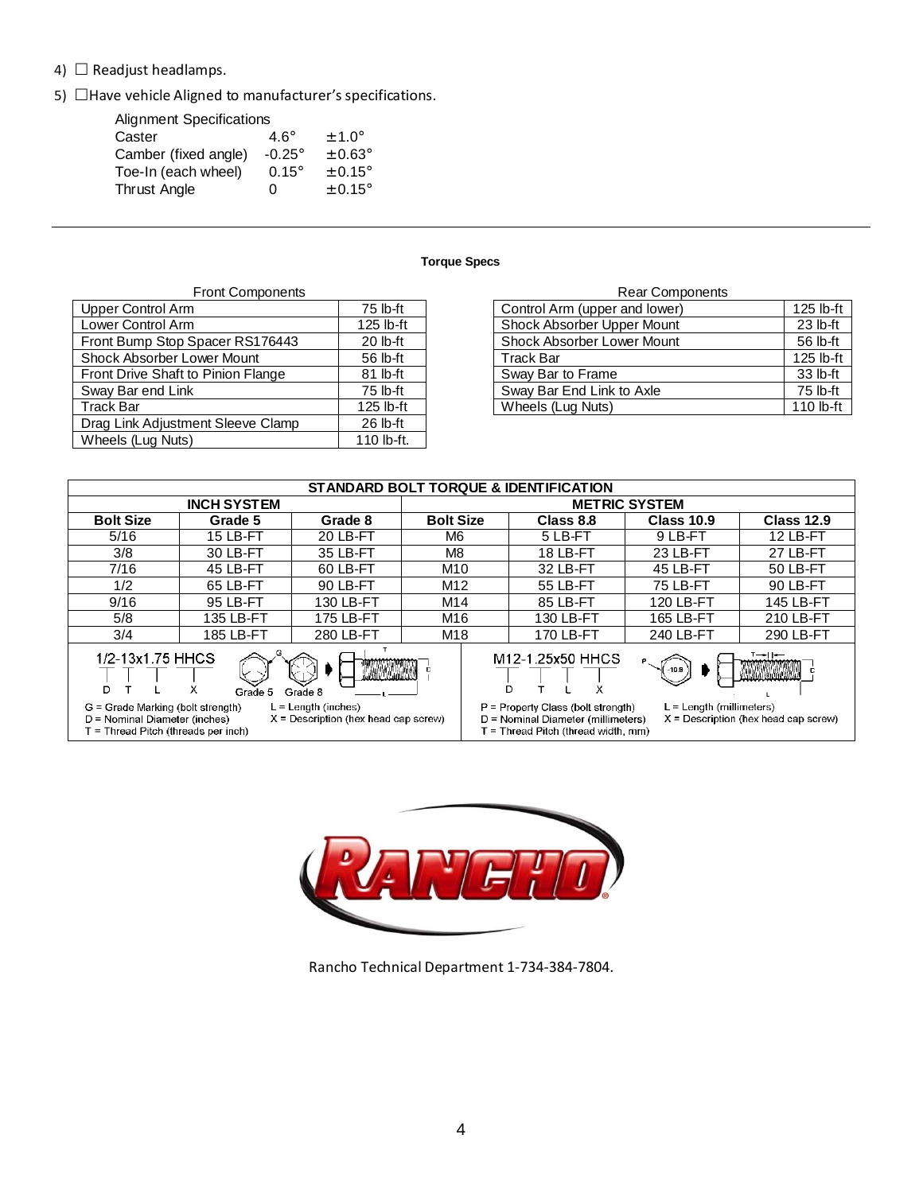4) ☐ Readjust headlamps.

5) ☐Have vehicle Aligned to manufacturer's specifications.

Alignment Specifications

| | | |
|---|---|---|
| Caster | 4.6° | ±1.0° |
| Camber (fixed angle) | -0.25° | ±0.63° |
| Toe-In (each wheel) | 0.15° | ±0.15° |
| Thrust Angle | 0 | ±0.15° |

---

**Torque Specs**

Front Components

| | |
|---|---|
| Upper Control Arm | 75 lb-ft |
| Lower Control Arm | 125 lb-ft |
| Front Bump Stop Spacer RS176443 | 20 lb-ft |
| Shock Absorber Lower Mount | 56 lb-ft |
| Front Drive Shaft to Pinion Flange | 81 lb-ft |
| Sway Bar end Link | 75 lb-ft |
| Track Bar | 125 lb-ft |
| Drag Link Adjustment Sleeve Clamp | 26 lb-ft |
| Wheels (Lug Nuts) | 110 lb-ft. |

Rear Components

| | |
|---|---|
| Control Arm (upper and lower) | 125 lb-ft |
| Shock Absorber Upper Mount | 23 lb-ft |
| Shock Absorber Lower Mount | 56 lb-ft |
| Track Bar | 125 lb-ft |
| Sway Bar to Frame | 33 lb-ft |
| Sway Bar End Link to Axle | 75 lb-ft |
| Wheels (Lug Nuts) | 110 lb-ft |

**STANDARD BOLT TORQUE & IDENTIFICATION**

| INCH SYSTEM | | | METRIC SYSTEM | | | |
|---|---|---|---|---|---|---|
| **Bolt Size** | **Grade 5** | **Grade 8** | **Bolt Size** | **Class 8.8** | **Class 10.9** | **Class 12.9** |
| 5/16 | 15 LB-FT | 20 LB-FT | M6 | 5 LB-FT | 9 LB-FT | 12 LB-FT |
| 3/8 | 30 LB-FT | 35 LB-FT | M8 | 18 LB-FT | 23 LB-FT | 27 LB-FT |
| 7/16 | 45 LB-FT | 60 LB-FT | M10 | 32 LB-FT | 45 LB-FT | 50 LB-FT |
| 1/2 | 65 LB-FT | 90 LB-FT | M12 | 55 LB-FT | 75 LB-FT | 90 LB-FT |
| 9/16 | 95 LB-FT | 130 LB-FT | M14 | 85 LB-FT | 120 LB-FT | 145 LB-FT |
| 5/8 | 135 LB-FT | 175 LB-FT | M16 | 130 LB-FT | 165 LB-FT | 210 LB-FT |
| 3/4 | 185 LB-FT | 280 LB-FT | M18 | 170 LB-FT | 240 LB-FT | 290 LB-FT |

1/2-13x1.75 HHCS (D T L X) — Grade 5, Grade 8

G = Grade Marking (bolt strength)
D = Nominal Diameter (inches)
T = Thread Pitch (threads per inch)
L = Length (inches)
X = Description (hex head cap screw)

M12-1.25x50 HHCS (D T L X)

P = Property Class (bolt strength)
D = Nominal Diameter (millimeters)
T = Thread Pitch (thread width, mm)
L = Length (millimeters)
X = Description (hex head cap screw)

RANCHO

Rancho Technical Department 1-734-384-7804.